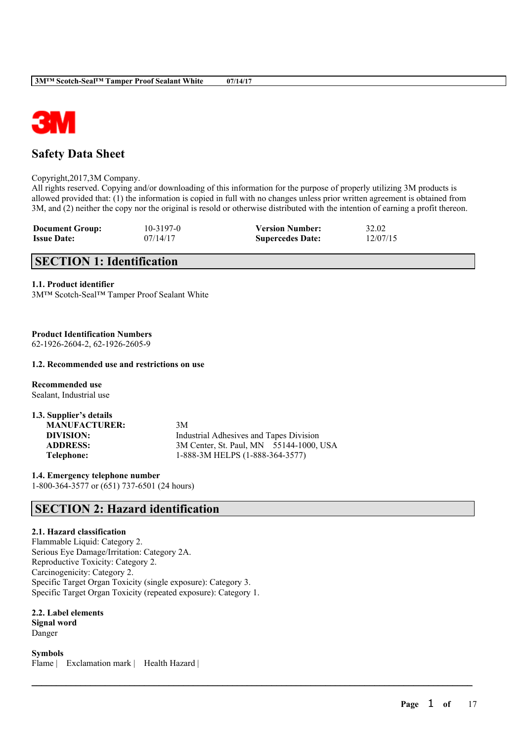# Safety Data Sheet

Copyright,2017,3M Company.
All rights reserved. Copying and/or downloading of this information for the purpose of properly utilizing 3M products is allowed provided that: (1) the information is copied in full with no changes unless prior written agreement is obtained from 3M, and (2) neither the copy nor the original is resold or otherwise distributed with the intention of earning a profit thereon.

| | | | |
|---|---|---|---|
| **Document Group:** | 10-3197-0 | **Version Number:** | 32.02 |
| **Issue Date:** | 07/14/17 | **Supercedes Date:** | 12/07/15 |

## SECTION 1: Identification

**1.1. Product identifier**
3M™ Scotch-Seal™ Tamper Proof Sealant White

**Product Identification Numbers**
62-1926-2604-2, 62-1926-2605-9

**1.2. Recommended use and restrictions on use**

**Recommended use**
Sealant, Industrial use

**1.3. Supplier's details**

| | |
|---|---|
| **MANUFACTURER:** | 3M |
| **DIVISION:** | Industrial Adhesives and Tapes Division |
| **ADDRESS:** | 3M Center, St. Paul, MN 55144-1000, USA |
| **Telephone:** | 1-888-3M HELPS (1-888-364-3577) |

**1.4. Emergency telephone number**
1-800-364-3577 or (651) 737-6501 (24 hours)

## SECTION 2: Hazard identification

**2.1. Hazard classification**
Flammable Liquid: Category 2.
Serious Eye Damage/Irritation: Category 2A.
Reproductive Toxicity: Category 2.
Carcinogenicity: Category 2.
Specific Target Organ Toxicity (single exposure): Category 3.
Specific Target Organ Toxicity (repeated exposure): Category 1.

**2.2. Label elements**
**Signal word**
Danger

**Symbols**
Flame | Exclamation mark | Health Hazard |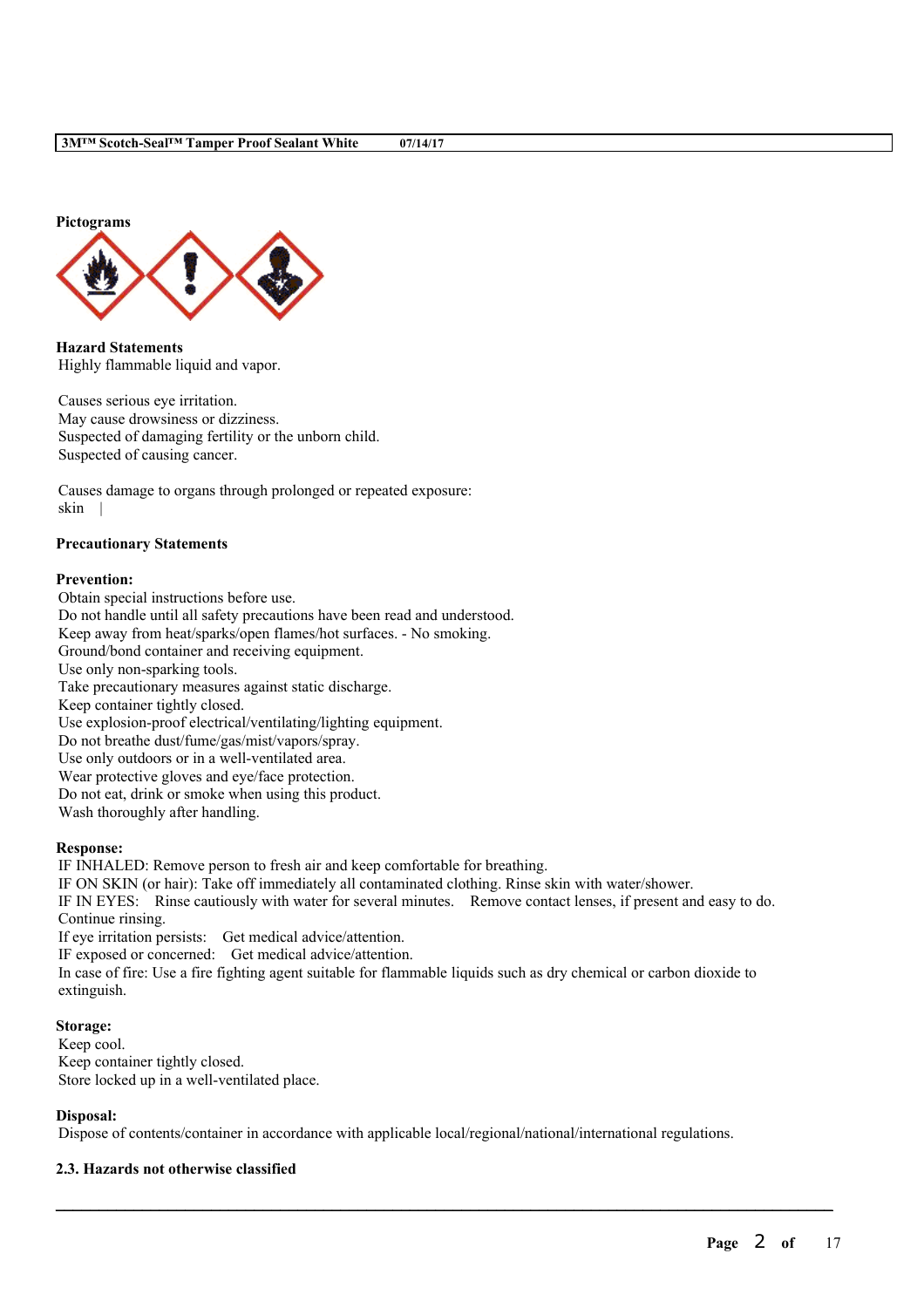**Pictograms**

**Hazard Statements**

Highly flammable liquid and vapor.

Causes serious eye irritation.
May cause drowsiness or dizziness.
Suspected of damaging fertility or the unborn child.
Suspected of causing cancer.

Causes damage to organs through prolonged or repeated exposure:
skin |

**Precautionary Statements**

**Prevention:**

Obtain special instructions before use.
Do not handle until all safety precautions have been read and understood.
Keep away from heat/sparks/open flames/hot surfaces. - No smoking.
Ground/bond container and receiving equipment.
Use only non-sparking tools.
Take precautionary measures against static discharge.
Keep container tightly closed.
Use explosion-proof electrical/ventilating/lighting equipment.
Do not breathe dust/fume/gas/mist/vapors/spray.
Use only outdoors or in a well-ventilated area.
Wear protective gloves and eye/face protection.
Do not eat, drink or smoke when using this product.
Wash thoroughly after handling.

**Response:**

IF INHALED: Remove person to fresh air and keep comfortable for breathing.
IF ON SKIN (or hair): Take off immediately all contaminated clothing. Rinse skin with water/shower.
IF IN EYES: Rinse cautiously with water for several minutes. Remove contact lenses, if present and easy to do. Continue rinsing.
If eye irritation persists: Get medical advice/attention.
IF exposed or concerned: Get medical advice/attention.
In case of fire: Use a fire fighting agent suitable for flammable liquids such as dry chemical or carbon dioxide to extinguish.

**Storage:**

Keep cool.
Keep container tightly closed.
Store locked up in a well-ventilated place.

**Disposal:**

Dispose of contents/container in accordance with applicable local/regional/national/international regulations.

**2.3. Hazards not otherwise classified**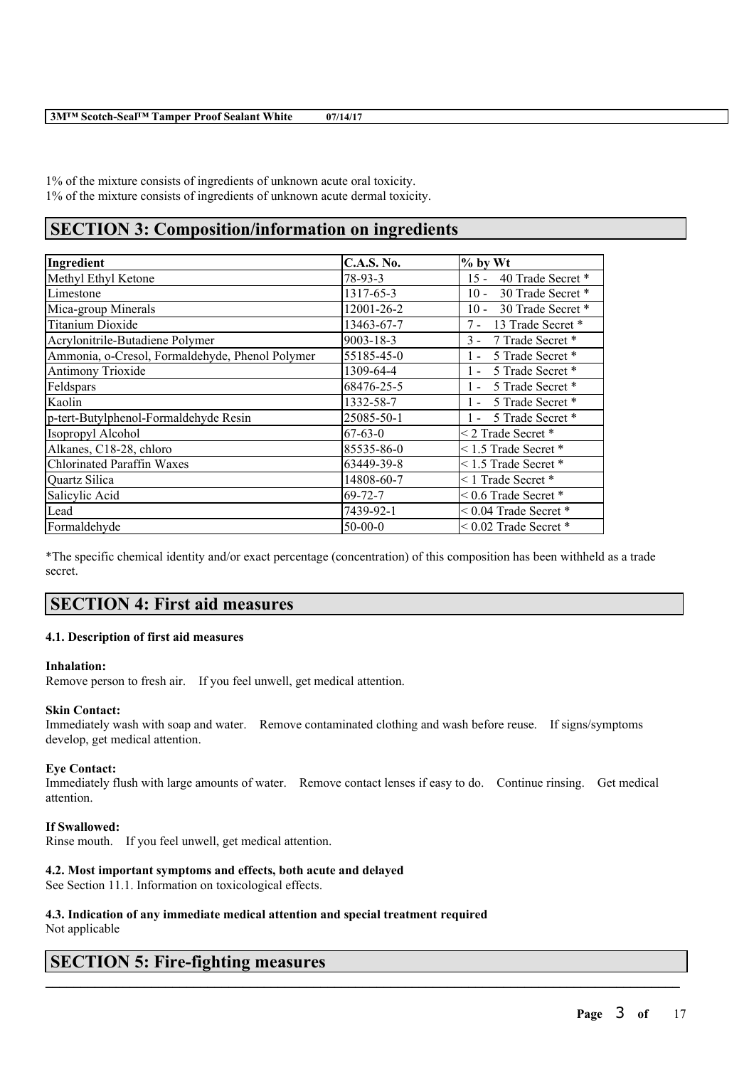1% of the mixture consists of ingredients of unknown acute oral toxicity.
1% of the mixture consists of ingredients of unknown acute dermal toxicity.

## SECTION 3: Composition/information on ingredients

| Ingredient | C.A.S. No. | % by Wt |
|---|---|---|
| Methyl Ethyl Ketone | 78-93-3 | 15 - 40 Trade Secret * |
| Limestone | 1317-65-3 | 10 - 30 Trade Secret * |
| Mica-group Minerals | 12001-26-2 | 10 - 30 Trade Secret * |
| Titanium Dioxide | 13463-67-7 | 7 - 13 Trade Secret * |
| Acrylonitrile-Butadiene Polymer | 9003-18-3 | 3 - 7 Trade Secret * |
| Ammonia, o-Cresol, Formaldehyde, Phenol Polymer | 55185-45-0 | 1 - 5 Trade Secret * |
| Antimony Trioxide | 1309-64-4 | 1 - 5 Trade Secret * |
| Feldspars | 68476-25-5 | 1 - 5 Trade Secret * |
| Kaolin | 1332-58-7 | 1 - 5 Trade Secret * |
| p-tert-Butylphenol-Formaldehyde Resin | 25085-50-1 | 1 - 5 Trade Secret * |
| Isopropyl Alcohol | 67-63-0 | < 2 Trade Secret * |
| Alkanes, C18-28, chloro | 85535-86-0 | < 1.5 Trade Secret * |
| Chlorinated Paraffin Waxes | 63449-39-8 | < 1.5 Trade Secret * |
| Quartz Silica | 14808-60-7 | < 1 Trade Secret * |
| Salicylic Acid | 69-72-7 | < 0.6 Trade Secret * |
| Lead | 7439-92-1 | < 0.04 Trade Secret * |
| Formaldehyde | 50-00-0 | < 0.02 Trade Secret * |

*The specific chemical identity and/or exact percentage (concentration) of this composition has been withheld as a trade secret.

## SECTION 4: First aid measures

### 4.1. Description of first aid measures

**Inhalation:**
Remove person to fresh air. If you feel unwell, get medical attention.

**Skin Contact:**
Immediately wash with soap and water. Remove contaminated clothing and wash before reuse. If signs/symptoms develop, get medical attention.

**Eye Contact:**
Immediately flush with large amounts of water. Remove contact lenses if easy to do. Continue rinsing. Get medical attention.

**If Swallowed:**
Rinse mouth. If you feel unwell, get medical attention.

### 4.2. Most important symptoms and effects, both acute and delayed

See Section 11.1. Information on toxicological effects.

### 4.3. Indication of any immediate medical attention and special treatment required

Not applicable

## SECTION 5: Fire-fighting measures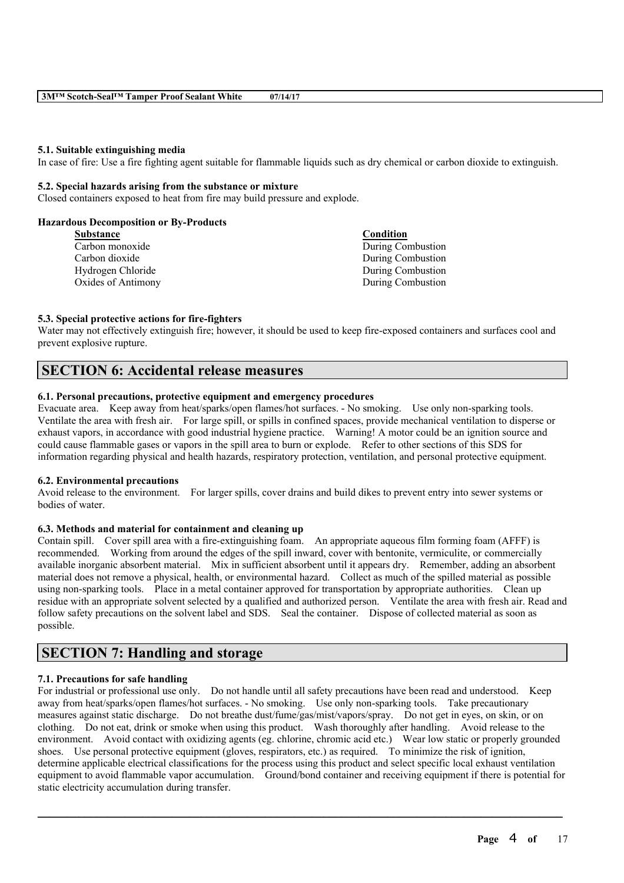#### 5.1. Suitable extinguishing media

In case of fire: Use a fire fighting agent suitable for flammable liquids such as dry chemical or carbon dioxide to extinguish.

#### 5.2. Special hazards arising from the substance or mixture

Closed containers exposed to heat from fire may build pressure and explode.

**Hazardous Decomposition or By-Products**

| Substance | Condition |
| --- | --- |
| Carbon monoxide | During Combustion |
| Carbon dioxide | During Combustion |
| Hydrogen Chloride | During Combustion |
| Oxides of Antimony | During Combustion |

#### 5.3. Special protective actions for fire-fighters

Water may not effectively extinguish fire; however, it should be used to keep fire-exposed containers and surfaces cool and prevent explosive rupture.

## SECTION 6: Accidental release measures

#### 6.1. Personal precautions, protective equipment and emergency procedures

Evacuate area. Keep away from heat/sparks/open flames/hot surfaces. - No smoking. Use only non-sparking tools. Ventilate the area with fresh air. For large spill, or spills in confined spaces, provide mechanical ventilation to disperse or exhaust vapors, in accordance with good industrial hygiene practice. Warning! A motor could be an ignition source and could cause flammable gases or vapors in the spill area to burn or explode. Refer to other sections of this SDS for information regarding physical and health hazards, respiratory protection, ventilation, and personal protective equipment.

#### 6.2. Environmental precautions

Avoid release to the environment. For larger spills, cover drains and build dikes to prevent entry into sewer systems or bodies of water.

#### 6.3. Methods and material for containment and cleaning up

Contain spill. Cover spill area with a fire-extinguishing foam. An appropriate aqueous film forming foam (AFFF) is recommended. Working from around the edges of the spill inward, cover with bentonite, vermiculite, or commercially available inorganic absorbent material. Mix in sufficient absorbent until it appears dry. Remember, adding an absorbent material does not remove a physical, health, or environmental hazard. Collect as much of the spilled material as possible using non-sparking tools. Place in a metal container approved for transportation by appropriate authorities. Clean up residue with an appropriate solvent selected by a qualified and authorized person. Ventilate the area with fresh air. Read and follow safety precautions on the solvent label and SDS. Seal the container. Dispose of collected material as soon as possible.

## SECTION 7: Handling and storage

#### 7.1. Precautions for safe handling

For industrial or professional use only. Do not handle until all safety precautions have been read and understood. Keep away from heat/sparks/open flames/hot surfaces. - No smoking. Use only non-sparking tools. Take precautionary measures against static discharge. Do not breathe dust/fume/gas/mist/vapors/spray. Do not get in eyes, on skin, or on clothing. Do not eat, drink or smoke when using this product. Wash thoroughly after handling. Avoid release to the environment. Avoid contact with oxidizing agents (eg. chlorine, chromic acid etc.) Wear low static or properly grounded shoes. Use personal protective equipment (gloves, respirators, etc.) as required. To minimize the risk of ignition, determine applicable electrical classifications for the process using this product and select specific local exhaust ventilation equipment to avoid flammable vapor accumulation. Ground/bond container and receiving equipment if there is potential for static electricity accumulation during transfer.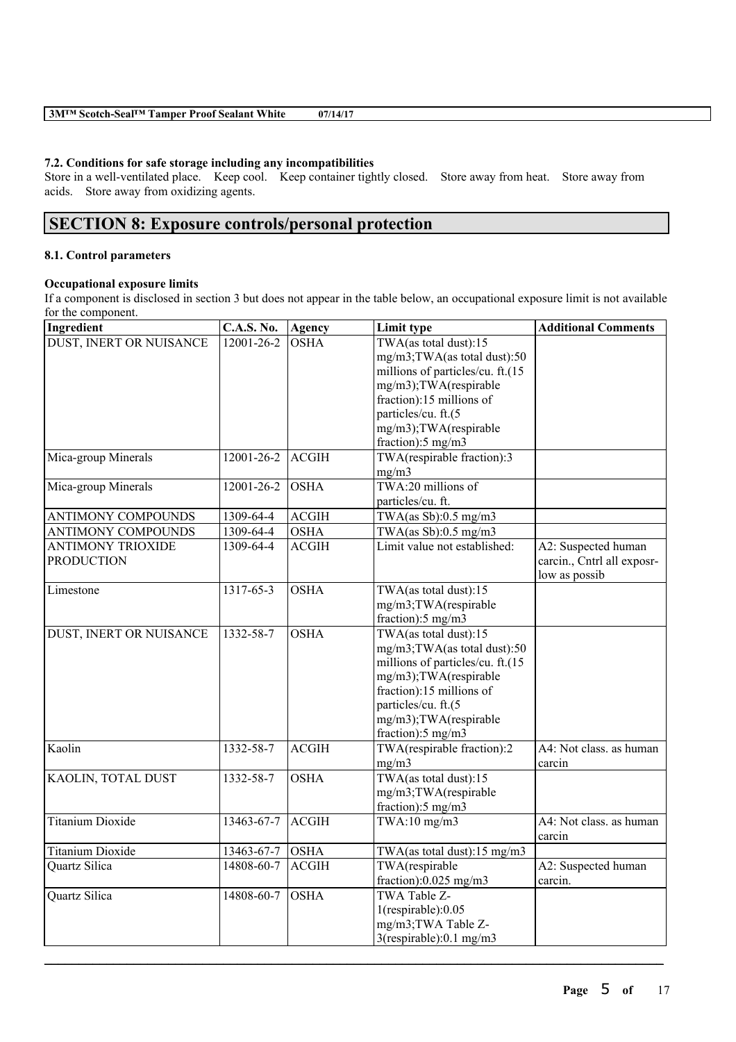### 7.2. Conditions for safe storage including any incompatibilities

Store in a well-ventilated place. Keep cool. Keep container tightly closed. Store away from heat. Store away from acids. Store away from oxidizing agents.

## SECTION 8: Exposure controls/personal protection

### 8.1. Control parameters

**Occupational exposure limits**

If a component is disclosed in section 3 but does not appear in the table below, an occupational exposure limit is not available for the component.

| Ingredient | C.A.S. No. | Agency | Limit type | Additional Comments |
|---|---|---|---|---|
| DUST, INERT OR NUISANCE | 12001-26-2 | OSHA | TWA(as total dust):15 mg/m3;TWA(as total dust):50 millions of particles/cu. ft.(15 mg/m3);TWA(respirable fraction):15 millions of particles/cu. ft.(5 mg/m3);TWA(respirable fraction):5 mg/m3 | |
| Mica-group Minerals | 12001-26-2 | ACGIH | TWA(respirable fraction):3 mg/m3 | |
| Mica-group Minerals | 12001-26-2 | OSHA | TWA:20 millions of particles/cu. ft. | |
| ANTIMONY COMPOUNDS | 1309-64-4 | ACGIH | TWA(as Sb):0.5 mg/m3 | |
| ANTIMONY COMPOUNDS | 1309-64-4 | OSHA | TWA(as Sb):0.5 mg/m3 | |
| ANTIMONY TRIOXIDE PRODUCTION | 1309-64-4 | ACGIH | Limit value not established: | A2: Suspected human carcin., Cntrl all exposr-low as possib |
| Limestone | 1317-65-3 | OSHA | TWA(as total dust):15 mg/m3;TWA(respirable fraction):5 mg/m3 | |
| DUST, INERT OR NUISANCE | 1332-58-7 | OSHA | TWA(as total dust):15 mg/m3;TWA(as total dust):50 millions of particles/cu. ft.(15 mg/m3);TWA(respirable fraction):15 millions of particles/cu. ft.(5 mg/m3);TWA(respirable fraction):5 mg/m3 | |
| Kaolin | 1332-58-7 | ACGIH | TWA(respirable fraction):2 mg/m3 | A4: Not class. as human carcin |
| KAOLIN, TOTAL DUST | 1332-58-7 | OSHA | TWA(as total dust):15 mg/m3;TWA(respirable fraction):5 mg/m3 | |
| Titanium Dioxide | 13463-67-7 | ACGIH | TWA:10 mg/m3 | A4: Not class. as human carcin |
| Titanium Dioxide | 13463-67-7 | OSHA | TWA(as total dust):15 mg/m3 | |
| Quartz Silica | 14808-60-7 | ACGIH | TWA(respirable fraction):0.025 mg/m3 | A2: Suspected human carcin. |
| Quartz Silica | 14808-60-7 | OSHA | TWA Table Z-1(respirable):0.05 mg/m3;TWA Table Z-3(respirable):0.1 mg/m3 | |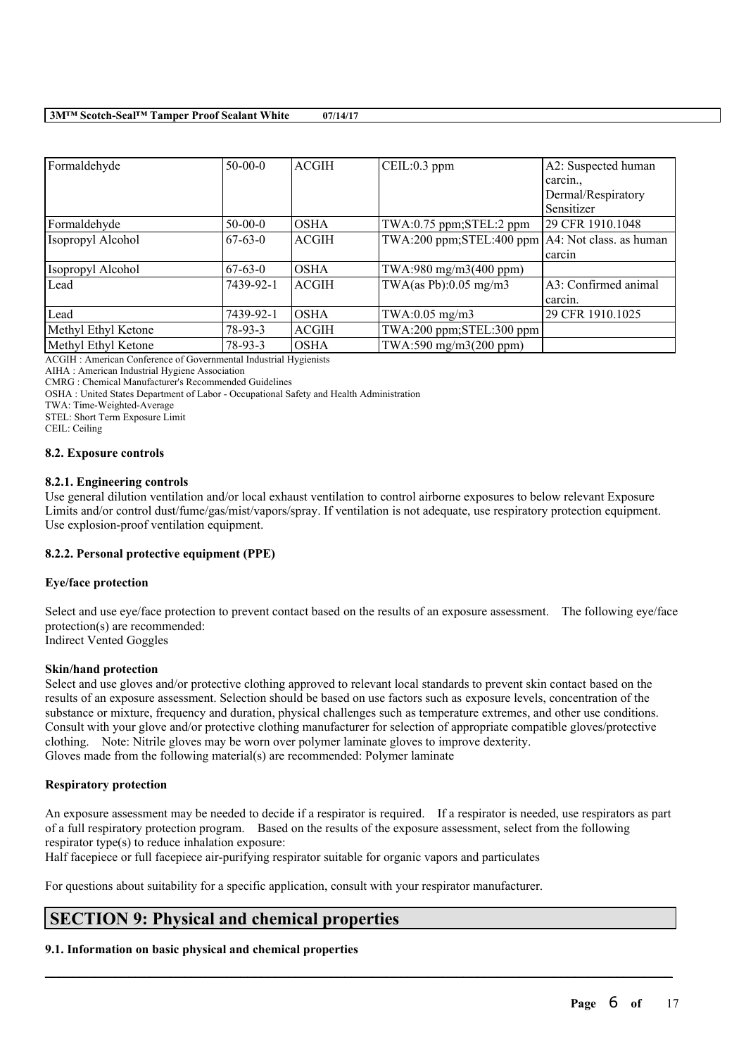| | | | | |
|---|---|---|---|---|
| Formaldehyde | 50-00-0 | ACGIH | CEIL:0.3 ppm | A2: Suspected human carcin., Dermal/Respiratory Sensitizer |
| Formaldehyde | 50-00-0 | OSHA | TWA:0.75 ppm;STEL:2 ppm | 29 CFR 1910.1048 |
| Isopropyl Alcohol | 67-63-0 | ACGIH | TWA:200 ppm;STEL:400 ppm | A4: Not class. as human carcin |
| Isopropyl Alcohol | 67-63-0 | OSHA | TWA:980 mg/m3(400 ppm) | |
| Lead | 7439-92-1 | ACGIH | TWA(as Pb):0.05 mg/m3 | A3: Confirmed animal carcin. |
| Lead | 7439-92-1 | OSHA | TWA:0.05 mg/m3 | 29 CFR 1910.1025 |
| Methyl Ethyl Ketone | 78-93-3 | ACGIH | TWA:200 ppm;STEL:300 ppm | |
| Methyl Ethyl Ketone | 78-93-3 | OSHA | TWA:590 mg/m3(200 ppm) | |

ACGIH : American Conference of Governmental Industrial Hygienists
AIHA : American Industrial Hygiene Association
CMRG : Chemical Manufacturer's Recommended Guidelines
OSHA : United States Department of Labor - Occupational Safety and Health Administration
TWA: Time-Weighted-Average
STEL: Short Term Exposure Limit
CEIL: Ceiling

### 8.2. Exposure controls

#### 8.2.1. Engineering controls

Use general dilution ventilation and/or local exhaust ventilation to control airborne exposures to below relevant Exposure Limits and/or control dust/fume/gas/mist/vapors/spray. If ventilation is not adequate, use respiratory protection equipment. Use explosion-proof ventilation equipment.

#### 8.2.2. Personal protective equipment (PPE)

**Eye/face protection**

Select and use eye/face protection to prevent contact based on the results of an exposure assessment. The following eye/face protection(s) are recommended:
Indirect Vented Goggles

**Skin/hand protection**

Select and use gloves and/or protective clothing approved to relevant local standards to prevent skin contact based on the results of an exposure assessment. Selection should be based on use factors such as exposure levels, concentration of the substance or mixture, frequency and duration, physical challenges such as temperature extremes, and other use conditions. Consult with your glove and/or protective clothing manufacturer for selection of appropriate compatible gloves/protective clothing. Note: Nitrile gloves may be worn over polymer laminate gloves to improve dexterity.
Gloves made from the following material(s) are recommended: Polymer laminate

**Respiratory protection**

An exposure assessment may be needed to decide if a respirator is required. If a respirator is needed, use respirators as part of a full respiratory protection program. Based on the results of the exposure assessment, select from the following respirator type(s) to reduce inhalation exposure:
Half facepiece or full facepiece air-purifying respirator suitable for organic vapors and particulates

For questions about suitability for a specific application, consult with your respirator manufacturer.

## SECTION 9: Physical and chemical properties

### 9.1. Information on basic physical and chemical properties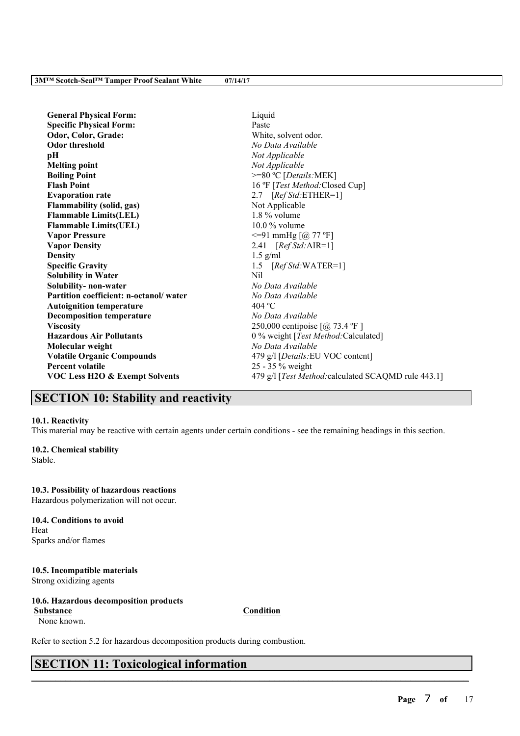| | |
|---|---|
| **General Physical Form:** | Liquid |
| **Specific Physical Form:** | Paste |
| **Odor, Color, Grade:** | White, solvent odor. |
| **Odor threshold** | *No Data Available* |
| **pH** | *Not Applicable* |
| **Melting point** | *Not Applicable* |
| **Boiling Point** | >=80 ºC [*Details:*MEK] |
| **Flash Point** | 16 ºF [*Test Method:*Closed Cup] |
| **Evaporation rate** | 2.7 [*Ref Std:*ETHER=1] |
| **Flammability (solid, gas)** | Not Applicable |
| **Flammable Limits(LEL)** | 1.8 % volume |
| **Flammable Limits(UEL)** | 10.0 % volume |
| **Vapor Pressure** | <=91 mmHg [@ 77 ºF] |
| **Vapor Density** | 2.41 [*Ref Std:*AIR=1] |
| **Density** | 1.5 g/ml |
| **Specific Gravity** | 1.5 [*Ref Std:*WATER=1] |
| **Solubility in Water** | Nil |
| **Solubility- non-water** | *No Data Available* |
| **Partition coefficient: n-octanol/ water** | *No Data Available* |
| **Autoignition temperature** | 404 ºC |
| **Decomposition temperature** | *No Data Available* |
| **Viscosity** | 250,000 centipoise [@ 73.4 ºF ] |
| **Hazardous Air Pollutants** | 0 % weight [*Test Method:*Calculated] |
| **Molecular weight** | *No Data Available* |
| **Volatile Organic Compounds** | 479 g/l [*Details:*EU VOC content] |
| **Percent volatile** | 25 - 35 % weight |
| **VOC Less H2O & Exempt Solvents** | 479 g/l [*Test Method:*calculated SCAQMD rule 443.1] |

# SECTION 10: Stability and reactivity

**10.1. Reactivity**

This material may be reactive with certain agents under certain conditions - see the remaining headings in this section.

**10.2. Chemical stability**

Stable.

**10.3. Possibility of hazardous reactions**

Hazardous polymerization will not occur.

**10.4. Conditions to avoid**

Heat

Sparks and/or flames

**10.5. Incompatible materials**

Strong oxidizing agents

**10.6. Hazardous decomposition products**

| Substance | Condition |
|---|---|
| None known. | |

Refer to section 5.2 for hazardous decomposition products during combustion.

# SECTION 11: Toxicological information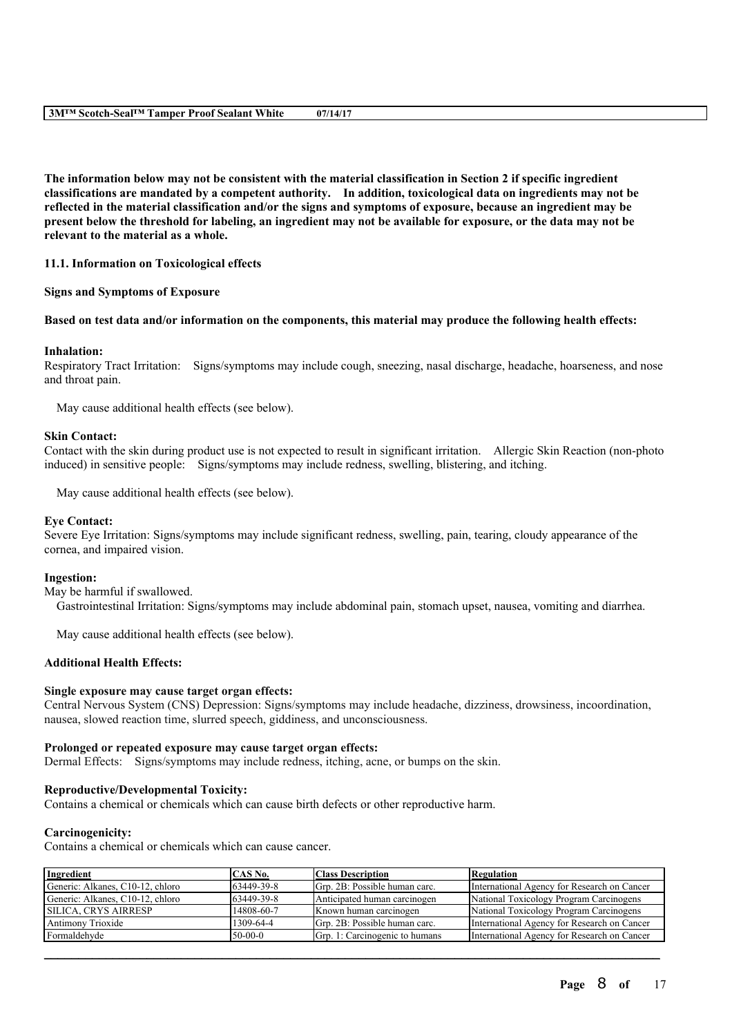**The information below may not be consistent with the material classification in Section 2 if specific ingredient classifications are mandated by a competent authority. In addition, toxicological data on ingredients may not be reflected in the material classification and/or the signs and symptoms of exposure, because an ingredient may be present below the threshold for labeling, an ingredient may not be available for exposure, or the data may not be relevant to the material as a whole.**

### 11.1. Information on Toxicological effects

**Signs and Symptoms of Exposure**

**Based on test data and/or information on the components, this material may produce the following health effects:**

**Inhalation:**
Respiratory Tract Irritation: Signs/symptoms may include cough, sneezing, nasal discharge, headache, hoarseness, and nose and throat pain.

May cause additional health effects (see below).

**Skin Contact:**
Contact with the skin during product use is not expected to result in significant irritation. Allergic Skin Reaction (non-photo induced) in sensitive people: Signs/symptoms may include redness, swelling, blistering, and itching.

May cause additional health effects (see below).

**Eye Contact:**
Severe Eye Irritation: Signs/symptoms may include significant redness, swelling, pain, tearing, cloudy appearance of the cornea, and impaired vision.

**Ingestion:**
May be harmful if swallowed.
Gastrointestinal Irritation: Signs/symptoms may include abdominal pain, stomach upset, nausea, vomiting and diarrhea.

May cause additional health effects (see below).

**Additional Health Effects:**

**Single exposure may cause target organ effects:**
Central Nervous System (CNS) Depression: Signs/symptoms may include headache, dizziness, drowsiness, incoordination, nausea, slowed reaction time, slurred speech, giddiness, and unconsciousness.

**Prolonged or repeated exposure may cause target organ effects:**
Dermal Effects: Signs/symptoms may include redness, itching, acne, or bumps on the skin.

**Reproductive/Developmental Toxicity:**
Contains a chemical or chemicals which can cause birth defects or other reproductive harm.

**Carcinogenicity:**
Contains a chemical or chemicals which can cause cancer.

| Ingredient | CAS No. | Class Description | Regulation |
|---|---|---|---|
| Generic: Alkanes, C10-12, chloro | 63449-39-8 | Grp. 2B: Possible human carc. | International Agency for Research on Cancer |
| Generic: Alkanes, C10-12, chloro | 63449-39-8 | Anticipated human carcinogen | National Toxicology Program Carcinogens |
| SILICA, CRYS AIRRESP | 14808-60-7 | Known human carcinogen | National Toxicology Program Carcinogens |
| Antimony Trioxide | 1309-64-4 | Grp. 2B: Possible human carc. | International Agency for Research on Cancer |
| Formaldehyde | 50-00-0 | Grp. 1: Carcinogenic to humans | International Agency for Research on Cancer |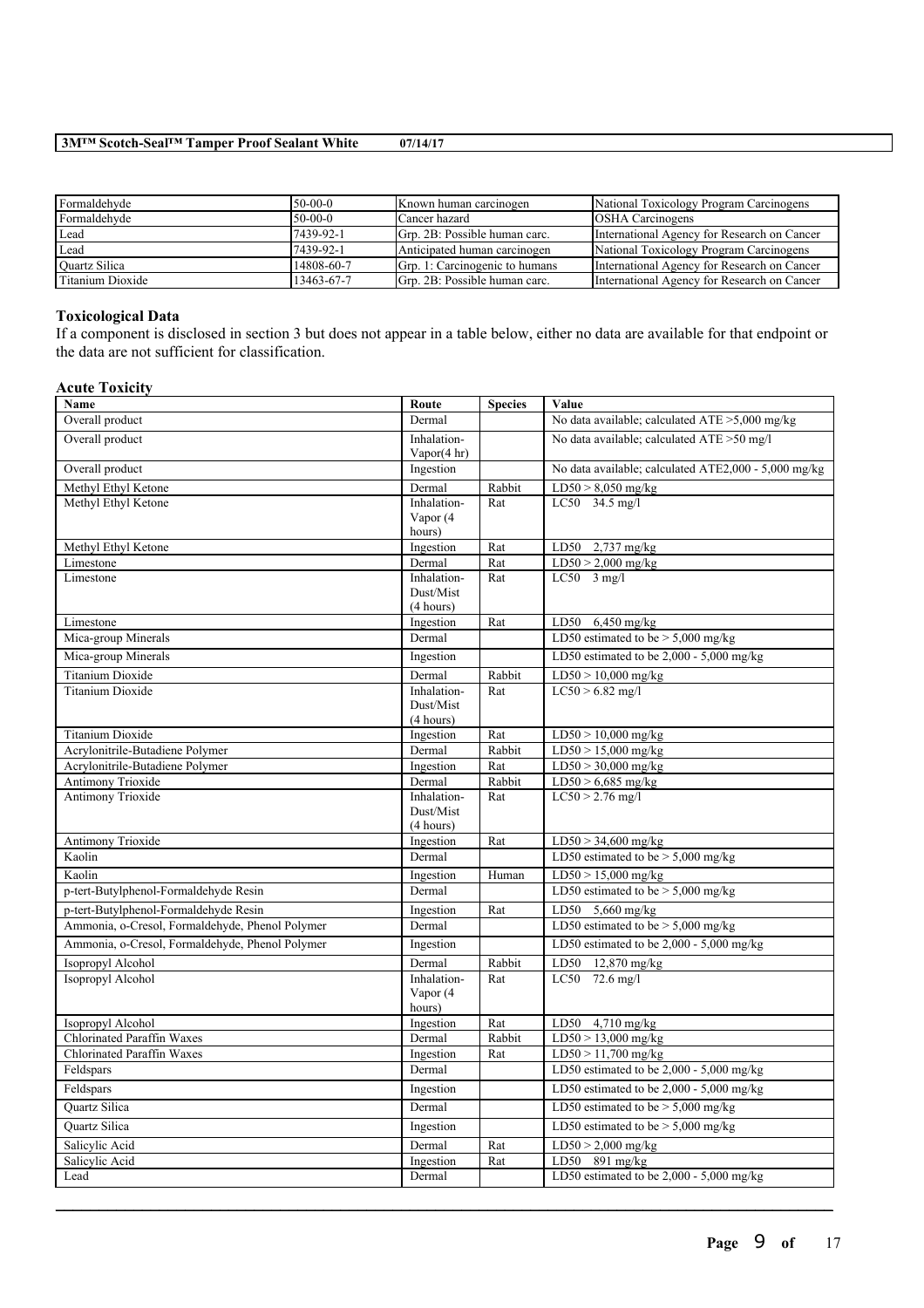| | | | |
|---|---|---|---|
| Formaldehyde | 50-00-0 | Known human carcinogen | National Toxicology Program Carcinogens |
| Formaldehyde | 50-00-0 | Cancer hazard | OSHA Carcinogens |
| Lead | 7439-92-1 | Grp. 2B: Possible human carc. | International Agency for Research on Cancer |
| Lead | 7439-92-1 | Anticipated human carcinogen | National Toxicology Program Carcinogens |
| Quartz Silica | 14808-60-7 | Grp. 1: Carcinogenic to humans | International Agency for Research on Cancer |
| Titanium Dioxide | 13463-67-7 | Grp. 2B: Possible human carc. | International Agency for Research on Cancer |

## Toxicological Data

If a component is disclosed in section 3 but does not appear in a table below, either no data are available for that endpoint or the data are not sufficient for classification.

### Acute Toxicity

| Name | Route | Species | Value |
|---|---|---|---|
| Overall product | Dermal | | No data available; calculated ATE >5,000 mg/kg |
| Overall product | Inhalation-Vapor(4 hr) | | No data available; calculated ATE >50 mg/l |
| Overall product | Ingestion | | No data available; calculated ATE2,000 - 5,000 mg/kg |
| Methyl Ethyl Ketone | Dermal | Rabbit | LD50 > 8,050 mg/kg |
| Methyl Ethyl Ketone | Inhalation-Vapor (4 hours) | Rat | LC50 34.5 mg/l |
| Methyl Ethyl Ketone | Ingestion | Rat | LD50 2,737 mg/kg |
| Limestone | Dermal | Rat | LD50 > 2,000 mg/kg |
| Limestone | Inhalation-Dust/Mist (4 hours) | Rat | LC50 3 mg/l |
| Limestone | Ingestion | Rat | LD50 6,450 mg/kg |
| Mica-group Minerals | Dermal | | LD50 estimated to be > 5,000 mg/kg |
| Mica-group Minerals | Ingestion | | LD50 estimated to be 2,000 - 5,000 mg/kg |
| Titanium Dioxide | Dermal | Rabbit | LD50 > 10,000 mg/kg |
| Titanium Dioxide | Inhalation-Dust/Mist (4 hours) | Rat | LC50 > 6.82 mg/l |
| Titanium Dioxide | Ingestion | Rat | LD50 > 10,000 mg/kg |
| Acrylonitrile-Butadiene Polymer | Dermal | Rabbit | LD50 > 15,000 mg/kg |
| Acrylonitrile-Butadiene Polymer | Ingestion | Rat | LD50 > 30,000 mg/kg |
| Antimony Trioxide | Dermal | Rabbit | LD50 > 6,685 mg/kg |
| Antimony Trioxide | Inhalation-Dust/Mist (4 hours) | Rat | LC50 > 2.76 mg/l |
| Antimony Trioxide | Ingestion | Rat | LD50 > 34,600 mg/kg |
| Kaolin | Dermal | | LD50 estimated to be > 5,000 mg/kg |
| Kaolin | Ingestion | Human | LD50 > 15,000 mg/kg |
| p-tert-Butylphenol-Formaldehyde Resin | Dermal | | LD50 estimated to be > 5,000 mg/kg |
| p-tert-Butylphenol-Formaldehyde Resin | Ingestion | Rat | LD50 5,660 mg/kg |
| Ammonia, o-Cresol, Formaldehyde, Phenol Polymer | Dermal | | LD50 estimated to be > 5,000 mg/kg |
| Ammonia, o-Cresol, Formaldehyde, Phenol Polymer | Ingestion | | LD50 estimated to be 2,000 - 5,000 mg/kg |
| Isopropyl Alcohol | Dermal | Rabbit | LD50 12,870 mg/kg |
| Isopropyl Alcohol | Inhalation-Vapor (4 hours) | Rat | LC50 72.6 mg/l |
| Isopropyl Alcohol | Ingestion | Rat | LD50 4,710 mg/kg |
| Chlorinated Paraffin Waxes | Dermal | Rabbit | LD50 > 13,000 mg/kg |
| Chlorinated Paraffin Waxes | Ingestion | Rat | LD50 > 11,700 mg/kg |
| Feldspars | Dermal | | LD50 estimated to be 2,000 - 5,000 mg/kg |
| Feldspars | Ingestion | | LD50 estimated to be 2,000 - 5,000 mg/kg |
| Quartz Silica | Dermal | | LD50 estimated to be > 5,000 mg/kg |
| Quartz Silica | Ingestion | | LD50 estimated to be > 5,000 mg/kg |
| Salicylic Acid | Dermal | Rat | LD50 > 2,000 mg/kg |
| Salicylic Acid | Ingestion | Rat | LD50 891 mg/kg |
| Lead | Dermal | | LD50 estimated to be 2,000 - 5,000 mg/kg |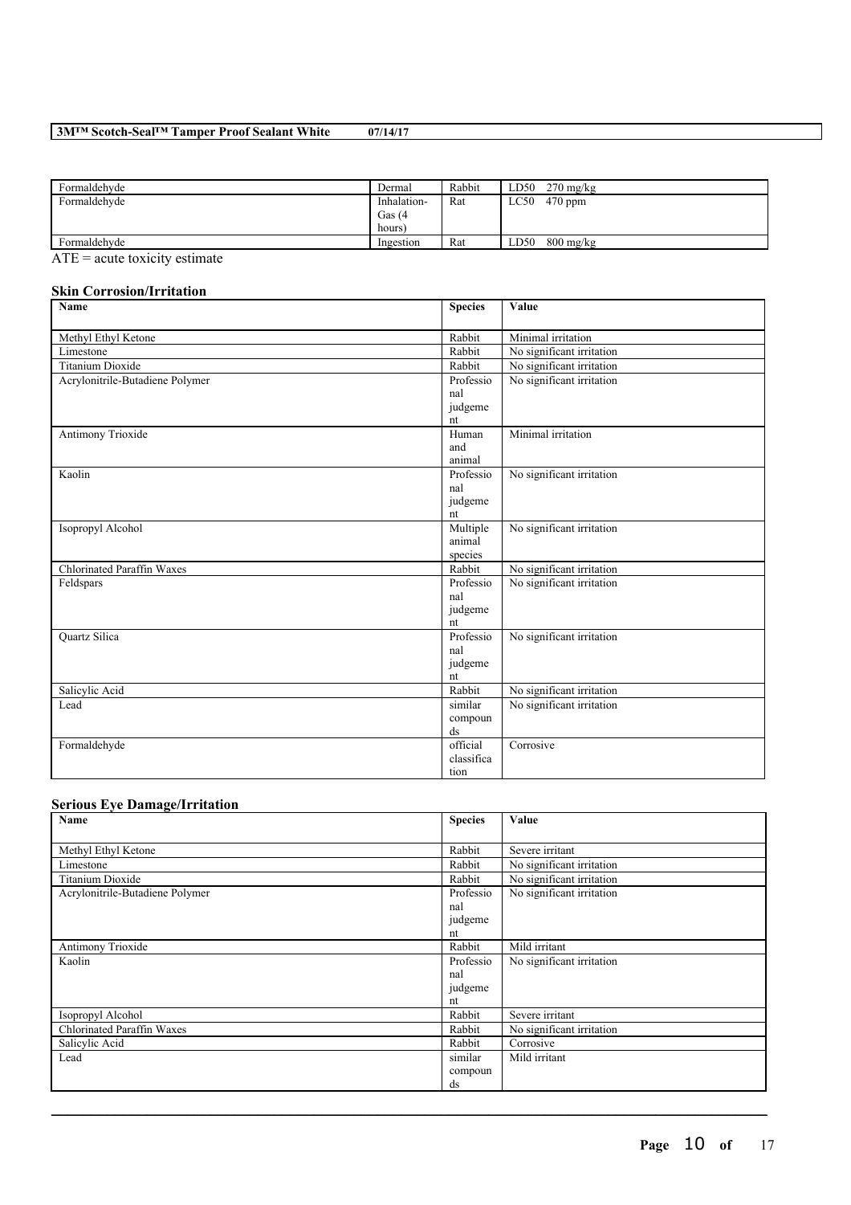| | | | |
|---|---|---|---|
| Formaldehyde | Dermal | Rabbit | LD50 270 mg/kg |
| Formaldehyde | Inhalation-Gas (4 hours) | Rat | LC50 470 ppm |
| Formaldehyde | Ingestion | Rat | LD50 800 mg/kg |

ATE = acute toxicity estimate

### Skin Corrosion/Irritation

| Name | Species | Value |
|---|---|---|
| Methyl Ethyl Ketone | Rabbit | Minimal irritation |
| Limestone | Rabbit | No significant irritation |
| Titanium Dioxide | Rabbit | No significant irritation |
| Acrylonitrile-Butadiene Polymer | Professional judgement | No significant irritation |
| Antimony Trioxide | Human and animal | Minimal irritation |
| Kaolin | Professional judgement | No significant irritation |
| Isopropyl Alcohol | Multiple animal species | No significant irritation |
| Chlorinated Paraffin Waxes | Rabbit | No significant irritation |
| Feldspars | Professional judgement | No significant irritation |
| Quartz Silica | Professional judgement | No significant irritation |
| Salicylic Acid | Rabbit | No significant irritation |
| Lead | similar compounds | No significant irritation |
| Formaldehyde | official classification | Corrosive |

### Serious Eye Damage/Irritation

| Name | Species | Value |
|---|---|---|
| Methyl Ethyl Ketone | Rabbit | Severe irritant |
| Limestone | Rabbit | No significant irritation |
| Titanium Dioxide | Rabbit | No significant irritation |
| Acrylonitrile-Butadiene Polymer | Professional judgement | No significant irritation |
| Antimony Trioxide | Rabbit | Mild irritant |
| Kaolin | Professional judgement | No significant irritation |
| Isopropyl Alcohol | Rabbit | Severe irritant |
| Chlorinated Paraffin Waxes | Rabbit | No significant irritation |
| Salicylic Acid | Rabbit | Corrosive |
| Lead | similar compounds | Mild irritant |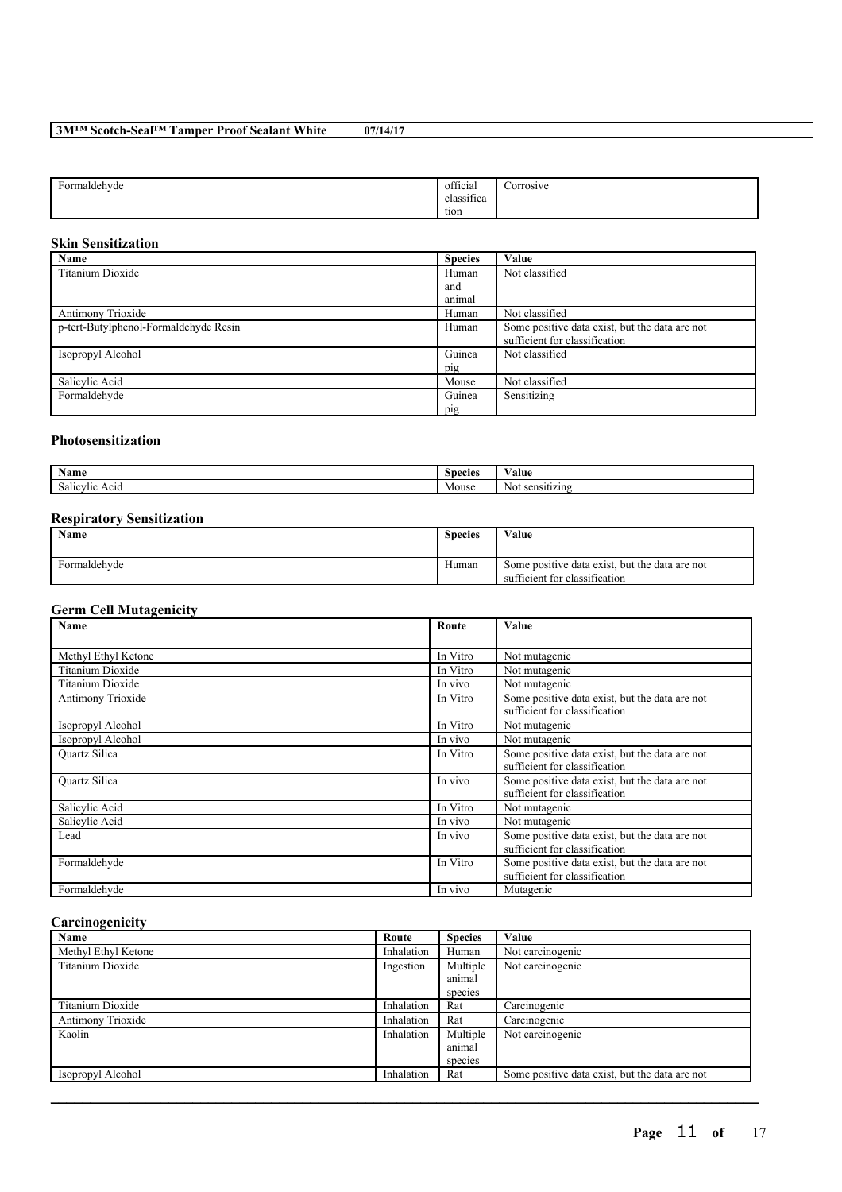| | | |
|---|---|---|
| Formaldehyde | official classification | Corrosive |

## Skin Sensitization

| Name | Species | Value |
|---|---|---|
| Titanium Dioxide | Human and animal | Not classified |
| Antimony Trioxide | Human | Not classified |
| p-tert-Butylphenol-Formaldehyde Resin | Human | Some positive data exist, but the data are not sufficient for classification |
| Isopropyl Alcohol | Guinea pig | Not classified |
| Salicylic Acid | Mouse | Not classified |
| Formaldehyde | Guinea pig | Sensitizing |

## Photosensitization

| Name | Species | Value |
|---|---|---|
| Salicylic Acid | Mouse | Not sensitizing |

## Respiratory Sensitization

| Name | Species | Value |
|---|---|---|
| Formaldehyde | Human | Some positive data exist, but the data are not sufficient for classification |

## Germ Cell Mutagenicity

| Name | Route | Value |
|---|---|---|
| Methyl Ethyl Ketone | In Vitro | Not mutagenic |
| Titanium Dioxide | In Vitro | Not mutagenic |
| Titanium Dioxide | In vivo | Not mutagenic |
| Antimony Trioxide | In Vitro | Some positive data exist, but the data are not sufficient for classification |
| Isopropyl Alcohol | In Vitro | Not mutagenic |
| Isopropyl Alcohol | In vivo | Not mutagenic |
| Quartz Silica | In Vitro | Some positive data exist, but the data are not sufficient for classification |
| Quartz Silica | In vivo | Some positive data exist, but the data are not sufficient for classification |
| Salicylic Acid | In Vitro | Not mutagenic |
| Salicylic Acid | In vivo | Not mutagenic |
| Lead | In vivo | Some positive data exist, but the data are not sufficient for classification |
| Formaldehyde | In Vitro | Some positive data exist, but the data are not sufficient for classification |
| Formaldehyde | In vivo | Mutagenic |

## Carcinogenicity

| Name | Route | Species | Value |
|---|---|---|---|
| Methyl Ethyl Ketone | Inhalation | Human | Not carcinogenic |
| Titanium Dioxide | Ingestion | Multiple animal species | Not carcinogenic |
| Titanium Dioxide | Inhalation | Rat | Carcinogenic |
| Antimony Trioxide | Inhalation | Rat | Carcinogenic |
| Kaolin | Inhalation | Multiple animal species | Not carcinogenic |
| Isopropyl Alcohol | Inhalation | Rat | Some positive data exist, but the data are not |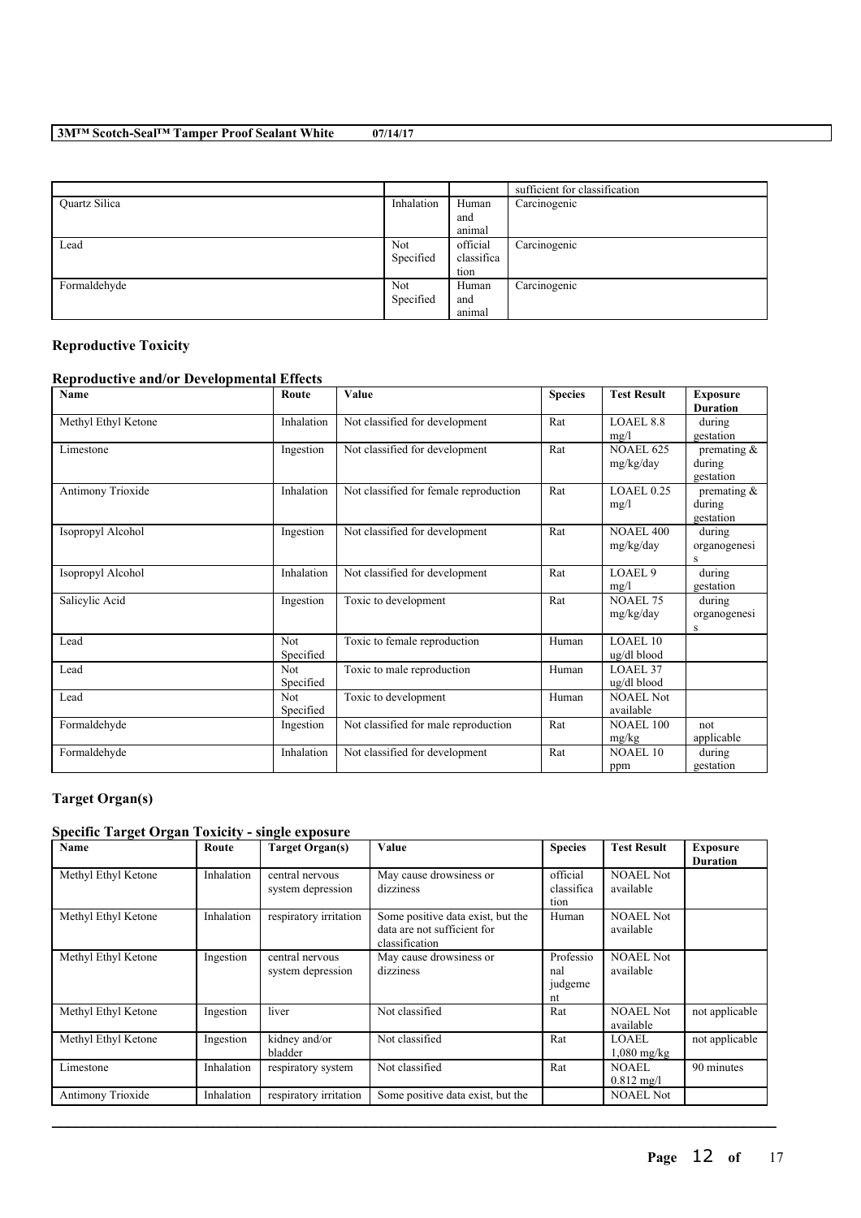| | | | |
|---|---|---|---|
| | | | sufficient for classification |
| Quartz Silica | Inhalation | Human and animal | Carcinogenic |
| Lead | Not Specified | official classification | Carcinogenic |
| Formaldehyde | Not Specified | Human and animal | Carcinogenic |

## Reproductive Toxicity

### Reproductive and/or Developmental Effects

| Name | Route | Value | Species | Test Result | Exposure Duration |
|---|---|---|---|---|---|
| Methyl Ethyl Ketone | Inhalation | Not classified for development | Rat | LOAEL 8.8 mg/l | during gestation |
| Limestone | Ingestion | Not classified for development | Rat | NOAEL 625 mg/kg/day | premating & during gestation |
| Antimony Trioxide | Inhalation | Not classified for female reproduction | Rat | LOAEL 0.25 mg/l | premating & during gestation |
| Isopropyl Alcohol | Ingestion | Not classified for development | Rat | NOAEL 400 mg/kg/day | during organogenesis |
| Isopropyl Alcohol | Inhalation | Not classified for development | Rat | LOAEL 9 mg/l | during gestation |
| Salicylic Acid | Ingestion | Toxic to development | Rat | NOAEL 75 mg/kg/day | during organogenesis |
| Lead | Not Specified | Toxic to female reproduction | Human | LOAEL 10 ug/dl blood | |
| Lead | Not Specified | Toxic to male reproduction | Human | LOAEL 37 ug/dl blood | |
| Lead | Not Specified | Toxic to development | Human | NOAEL Not available | |
| Formaldehyde | Ingestion | Not classified for male reproduction | Rat | NOAEL 100 mg/kg | not applicable |
| Formaldehyde | Inhalation | Not classified for development | Rat | NOAEL 10 ppm | during gestation |

## Target Organ(s)

### Specific Target Organ Toxicity - single exposure

| Name | Route | Target Organ(s) | Value | Species | Test Result | Exposure Duration |
|---|---|---|---|---|---|---|
| Methyl Ethyl Ketone | Inhalation | central nervous system depression | May cause drowsiness or dizziness | official classification | NOAEL Not available | |
| Methyl Ethyl Ketone | Inhalation | respiratory irritation | Some positive data exist, but the data are not sufficient for classification | Human | NOAEL Not available | |
| Methyl Ethyl Ketone | Ingestion | central nervous system depression | May cause drowsiness or dizziness | Professional judgement | NOAEL Not available | |
| Methyl Ethyl Ketone | Ingestion | liver | Not classified | Rat | NOAEL Not available | not applicable |
| Methyl Ethyl Ketone | Ingestion | kidney and/or bladder | Not classified | Rat | LOAEL 1,080 mg/kg | not applicable |
| Limestone | Inhalation | respiratory system | Not classified | Rat | NOAEL 0.812 mg/l | 90 minutes |
| Antimony Trioxide | Inhalation | respiratory irritation | Some positive data exist, but the | | NOAEL Not | |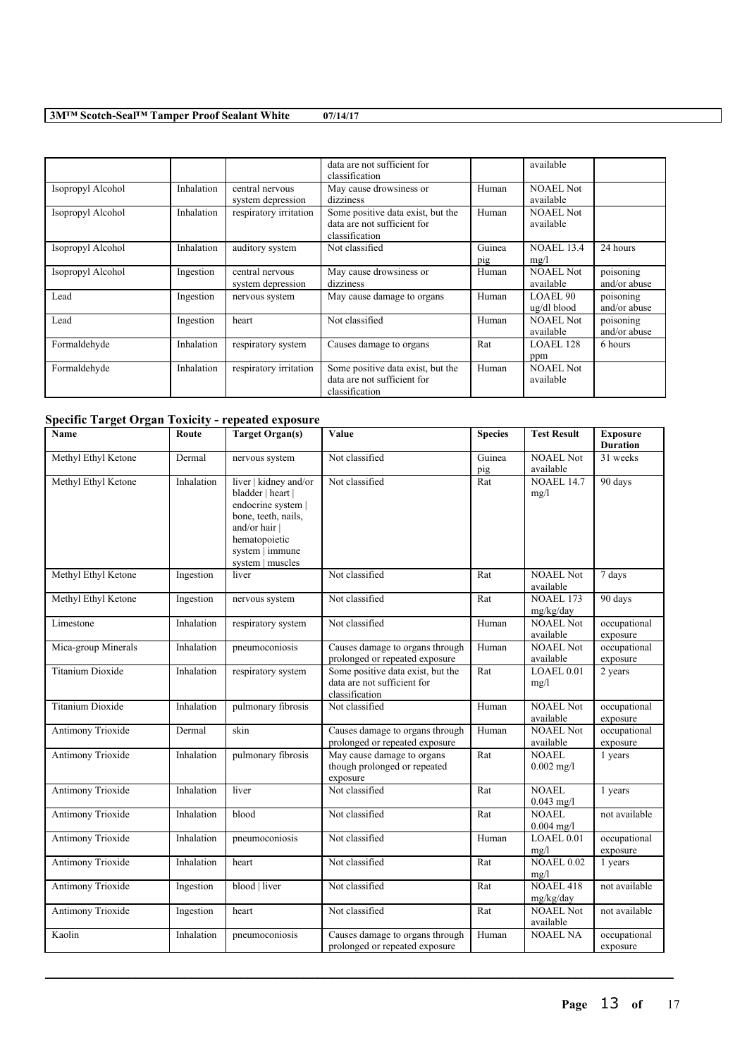| | | | | | | |
|---|---|---|---|---|---|---|
| | | | data are not sufficient for classification | | available | |
| Isopropyl Alcohol | Inhalation | central nervous system depression | May cause drowsiness or dizziness | Human | NOAEL Not available | |
| Isopropyl Alcohol | Inhalation | respiratory irritation | Some positive data exist, but the data are not sufficient for classification | Human | NOAEL Not available | |
| Isopropyl Alcohol | Inhalation | auditory system | Not classified | Guinea pig | NOAEL 13.4 mg/l | 24 hours |
| Isopropyl Alcohol | Ingestion | central nervous system depression | May cause drowsiness or dizziness | Human | NOAEL Not available | poisoning and/or abuse |
| Lead | Ingestion | nervous system | May cause damage to organs | Human | LOAEL 90 ug/dl blood | poisoning and/or abuse |
| Lead | Ingestion | heart | Not classified | Human | NOAEL Not available | poisoning and/or abuse |
| Formaldehyde | Inhalation | respiratory system | Causes damage to organs | Rat | LOAEL 128 ppm | 6 hours |
| Formaldehyde | Inhalation | respiratory irritation | Some positive data exist, but the data are not sufficient for classification | Human | NOAEL Not available | |

**Specific Target Organ Toxicity - repeated exposure**

| Name | Route | Target Organ(s) | Value | Species | Test Result | Exposure Duration |
|---|---|---|---|---|---|---|
| Methyl Ethyl Ketone | Dermal | nervous system | Not classified | Guinea pig | NOAEL Not available | 31 weeks |
| Methyl Ethyl Ketone | Inhalation | liver \| kidney and/or bladder \| heart \| endocrine system \| bone, teeth, nails, and/or hair \| hematopoietic system \| immune system \| muscles | Not classified | Rat | NOAEL 14.7 mg/l | 90 days |
| Methyl Ethyl Ketone | Ingestion | liver | Not classified | Rat | NOAEL Not available | 7 days |
| Methyl Ethyl Ketone | Ingestion | nervous system | Not classified | Rat | NOAEL 173 mg/kg/day | 90 days |
| Limestone | Inhalation | respiratory system | Not classified | Human | NOAEL Not available | occupational exposure |
| Mica-group Minerals | Inhalation | pneumoconiosis | Causes damage to organs through prolonged or repeated exposure | Human | NOAEL Not available | occupational exposure |
| Titanium Dioxide | Inhalation | respiratory system | Some positive data exist, but the data are not sufficient for classification | Rat | LOAEL 0.01 mg/l | 2 years |
| Titanium Dioxide | Inhalation | pulmonary fibrosis | Not classified | Human | NOAEL Not available | occupational exposure |
| Antimony Trioxide | Dermal | skin | Causes damage to organs through prolonged or repeated exposure | Human | NOAEL Not available | occupational exposure |
| Antimony Trioxide | Inhalation | pulmonary fibrosis | May cause damage to organs though prolonged or repeated exposure | Rat | NOAEL 0.002 mg/l | 1 years |
| Antimony Trioxide | Inhalation | liver | Not classified | Rat | NOAEL 0.043 mg/l | 1 years |
| Antimony Trioxide | Inhalation | blood | Not classified | Rat | NOAEL 0.004 mg/l | not available |
| Antimony Trioxide | Inhalation | pneumoconiosis | Not classified | Human | LOAEL 0.01 mg/l | occupational exposure |
| Antimony Trioxide | Inhalation | heart | Not classified | Rat | NOAEL 0.02 mg/l | 1 years |
| Antimony Trioxide | Ingestion | blood \| liver | Not classified | Rat | NOAEL 418 mg/kg/day | not available |
| Antimony Trioxide | Ingestion | heart | Not classified | Rat | NOAEL Not available | not available |
| Kaolin | Inhalation | pneumoconiosis | Causes damage to organs through prolonged or repeated exposure | Human | NOAEL NA | occupational exposure |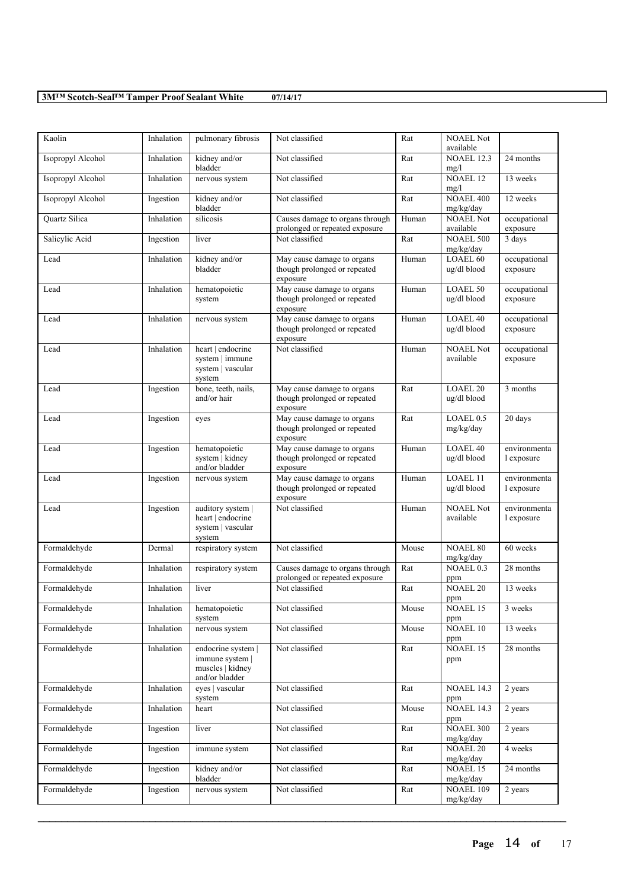| | | | | | | |
|---|---|---|---|---|---|---|
| Kaolin | Inhalation | pulmonary fibrosis | Not classified | Rat | NOAEL Not available | |
| Isopropyl Alcohol | Inhalation | kidney and/or bladder | Not classified | Rat | NOAEL 12.3 mg/l | 24 months |
| Isopropyl Alcohol | Inhalation | nervous system | Not classified | Rat | NOAEL 12 mg/l | 13 weeks |
| Isopropyl Alcohol | Ingestion | kidney and/or bladder | Not classified | Rat | NOAEL 400 mg/kg/day | 12 weeks |
| Quartz Silica | Inhalation | silicosis | Causes damage to organs through prolonged or repeated exposure | Human | NOAEL Not available | occupational exposure |
| Salicylic Acid | Ingestion | liver | Not classified | Rat | NOAEL 500 mg/kg/day | 3 days |
| Lead | Inhalation | kidney and/or bladder | May cause damage to organs though prolonged or repeated exposure | Human | LOAEL 60 ug/dl blood | occupational exposure |
| Lead | Inhalation | hematopoietic system | May cause damage to organs though prolonged or repeated exposure | Human | LOAEL 50 ug/dl blood | occupational exposure |
| Lead | Inhalation | nervous system | May cause damage to organs though prolonged or repeated exposure | Human | LOAEL 40 ug/dl blood | occupational exposure |
| Lead | Inhalation | heart \| endocrine system \| immune system \| vascular system | Not classified | Human | NOAEL Not available | occupational exposure |
| Lead | Ingestion | bone, teeth, nails, and/or hair | May cause damage to organs though prolonged or repeated exposure | Rat | LOAEL 20 ug/dl blood | 3 months |
| Lead | Ingestion | eyes | May cause damage to organs though prolonged or repeated exposure | Rat | LOAEL 0.5 mg/kg/day | 20 days |
| Lead | Ingestion | hematopoietic system \| kidney and/or bladder | May cause damage to organs though prolonged or repeated exposure | Human | LOAEL 40 ug/dl blood | environmental exposure |
| Lead | Ingestion | nervous system | May cause damage to organs though prolonged or repeated exposure | Human | LOAEL 11 ug/dl blood | environmental exposure |
| Lead | Ingestion | auditory system \| heart \| endocrine system \| vascular system | Not classified | Human | NOAEL Not available | environmental exposure |
| Formaldehyde | Dermal | respiratory system | Not classified | Mouse | NOAEL 80 mg/kg/day | 60 weeks |
| Formaldehyde | Inhalation | respiratory system | Causes damage to organs through prolonged or repeated exposure | Rat | NOAEL 0.3 ppm | 28 months |
| Formaldehyde | Inhalation | liver | Not classified | Rat | NOAEL 20 ppm | 13 weeks |
| Formaldehyde | Inhalation | hematopoietic system | Not classified | Mouse | NOAEL 15 ppm | 3 weeks |
| Formaldehyde | Inhalation | nervous system | Not classified | Mouse | NOAEL 10 ppm | 13 weeks |
| Formaldehyde | Inhalation | endocrine system \| immune system \| muscles \| kidney and/or bladder | Not classified | Rat | NOAEL 15 ppm | 28 months |
| Formaldehyde | Inhalation | eyes \| vascular system | Not classified | Rat | NOAEL 14.3 ppm | 2 years |
| Formaldehyde | Inhalation | heart | Not classified | Mouse | NOAEL 14.3 ppm | 2 years |
| Formaldehyde | Ingestion | liver | Not classified | Rat | NOAEL 300 mg/kg/day | 2 years |
| Formaldehyde | Ingestion | immune system | Not classified | Rat | NOAEL 20 mg/kg/day | 4 weeks |
| Formaldehyde | Ingestion | kidney and/or bladder | Not classified | Rat | NOAEL 15 mg/kg/day | 24 months |
| Formaldehyde | Ingestion | nervous system | Not classified | Rat | NOAEL 109 mg/kg/day | 2 years |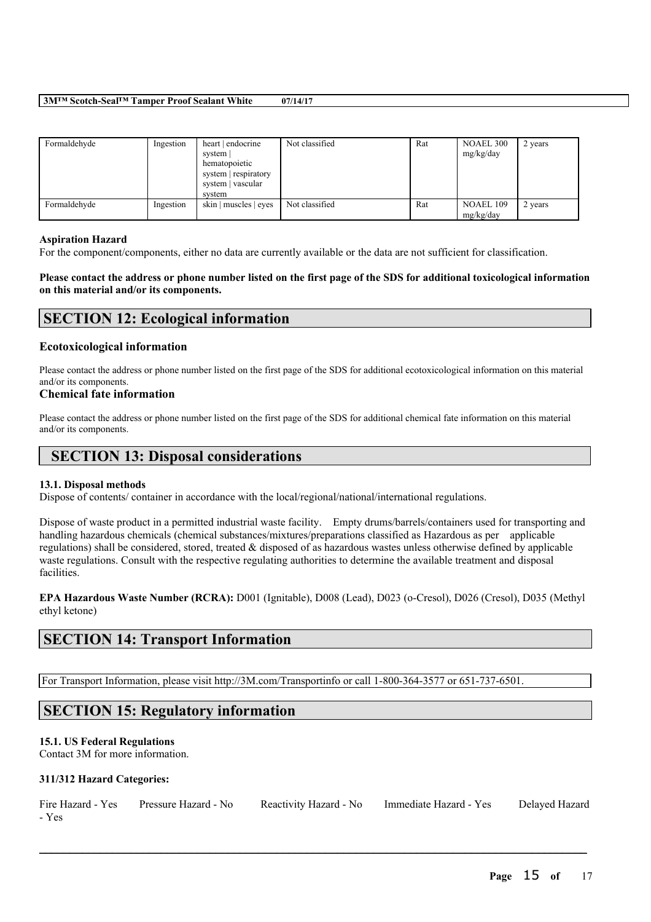| | | | | | | |
|---|---|---|---|---|---|---|
| Formaldehyde | Ingestion | heart \| endocrine system \| hematopoietic system \| respiratory system \| vascular system | Not classified | Rat | NOAEL 300 mg/kg/day | 2 years |
| Formaldehyde | Ingestion | skin \| muscles \| eyes | Not classified | Rat | NOAEL 109 mg/kg/day | 2 years |

**Aspiration Hazard**

For the component/components, either no data are currently available or the data are not sufficient for classification.

**Please contact the address or phone number listed on the first page of the SDS for additional toxicological information on this material and/or its components.**

## SECTION 12: Ecological information

### Ecotoxicological information

Please contact the address or phone number listed on the first page of the SDS for additional ecotoxicological information on this material and/or its components.

### Chemical fate information

Please contact the address or phone number listed on the first page of the SDS for additional chemical fate information on this material and/or its components.

## SECTION 13: Disposal considerations

**13.1. Disposal methods**

Dispose of contents/ container in accordance with the local/regional/national/international regulations.

Dispose of waste product in a permitted industrial waste facility. Empty drums/barrels/containers used for transporting and handling hazardous chemicals (chemical substances/mixtures/preparations classified as Hazardous as per applicable regulations) shall be considered, stored, treated & disposed of as hazardous wastes unless otherwise defined by applicable waste regulations. Consult with the respective regulating authorities to determine the available treatment and disposal facilities.

**EPA Hazardous Waste Number (RCRA):** D001 (Ignitable), D008 (Lead), D023 (o-Cresol), D026 (Cresol), D035 (Methyl ethyl ketone)

## SECTION 14: Transport Information

For Transport Information, please visit http://3M.com/Transportinfo or call 1-800-364-3577 or 651-737-6501.

## SECTION 15: Regulatory information

**15.1. US Federal Regulations**

Contact 3M for more information.

**311/312 Hazard Categories:**

Fire Hazard - Yes Pressure Hazard - No Reactivity Hazard - No Immediate Hazard - Yes Delayed Hazard - Yes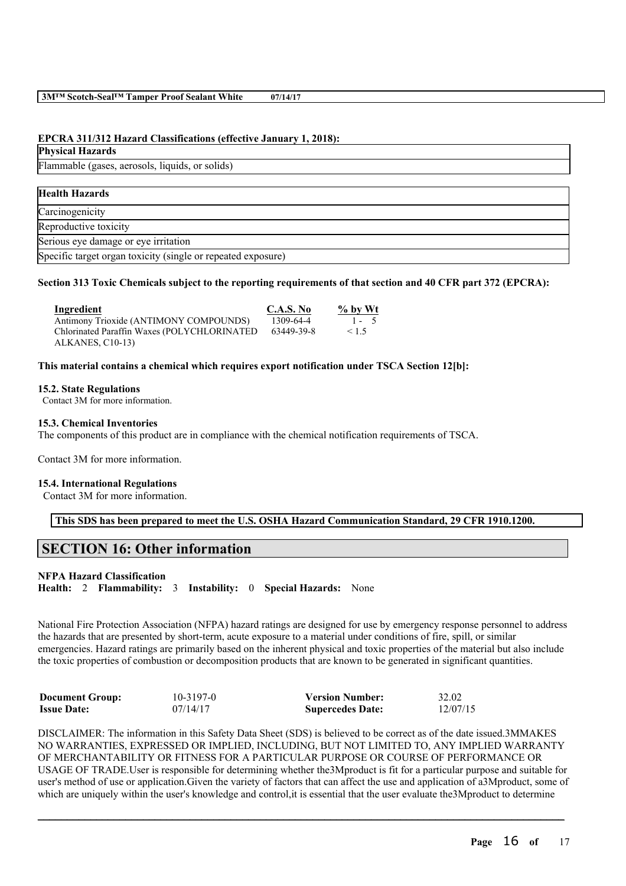**EPCRA 311/312 Hazard Classifications (effective January 1, 2018):**

| **Physical Hazards** |
| --- |
| Flammable (gases, aerosols, liquids, or solids) |

| **Health Hazards** |
| --- |
| Carcinogenicity |
| Reproductive toxicity |
| Serious eye damage or eye irritation |
| Specific target organ toxicity (single or repeated exposure) |

**Section 313 Toxic Chemicals subject to the reporting requirements of that section and 40 CFR part 372 (EPCRA):**

| Ingredient | C.A.S. No | % by Wt |
| --- | --- | --- |
| Antimony Trioxide (ANTIMONY COMPOUNDS) | 1309-64-4 | 1 - 5 |
| Chlorinated Paraffin Waxes (POLYCHLORINATED ALKANES, C10-13) | 63449-39-8 | < 1.5 |

**This material contains a chemical which requires export notification under TSCA Section 12[b]:**

**15.2. State Regulations**

Contact 3M for more information.

**15.3. Chemical Inventories**

The components of this product are in compliance with the chemical notification requirements of TSCA.

Contact 3M for more information.

**15.4. International Regulations**

Contact 3M for more information.

**This SDS has been prepared to meet the U.S. OSHA Hazard Communication Standard, 29 CFR 1910.1200.**

## SECTION 16: Other information

**NFPA Hazard Classification**

**Health:** 2 **Flammability:** 3 **Instability:** 0 **Special Hazards:** None

National Fire Protection Association (NFPA) hazard ratings are designed for use by emergency response personnel to address the hazards that are presented by short-term, acute exposure to a material under conditions of fire, spill, or similar emergencies. Hazard ratings are primarily based on the inherent physical and toxic properties of the material but also include the toxic properties of combustion or decomposition products that are known to be generated in significant quantities.

| | | | |
| --- | --- | --- | --- |
| **Document Group:** | 10-3197-0 | **Version Number:** | 32.02 |
| **Issue Date:** | 07/14/17 | **Supercedes Date:** | 12/07/15 |

DISCLAIMER: The information in this Safety Data Sheet (SDS) is believed to be correct as of the date issued.3MMAKES NO WARRANTIES, EXPRESSED OR IMPLIED, INCLUDING, BUT NOT LIMITED TO, ANY IMPLIED WARRANTY OF MERCHANTABILITY OR FITNESS FOR A PARTICULAR PURPOSE OR COURSE OF PERFORMANCE OR USAGE OF TRADE.User is responsible for determining whether the3Mproduct is fit for a particular purpose and suitable for user's method of use or application.Given the variety of factors that can affect the use and application of a3Mproduct, some of which are uniquely within the user's knowledge and control,it is essential that the user evaluate the3Mproduct to determine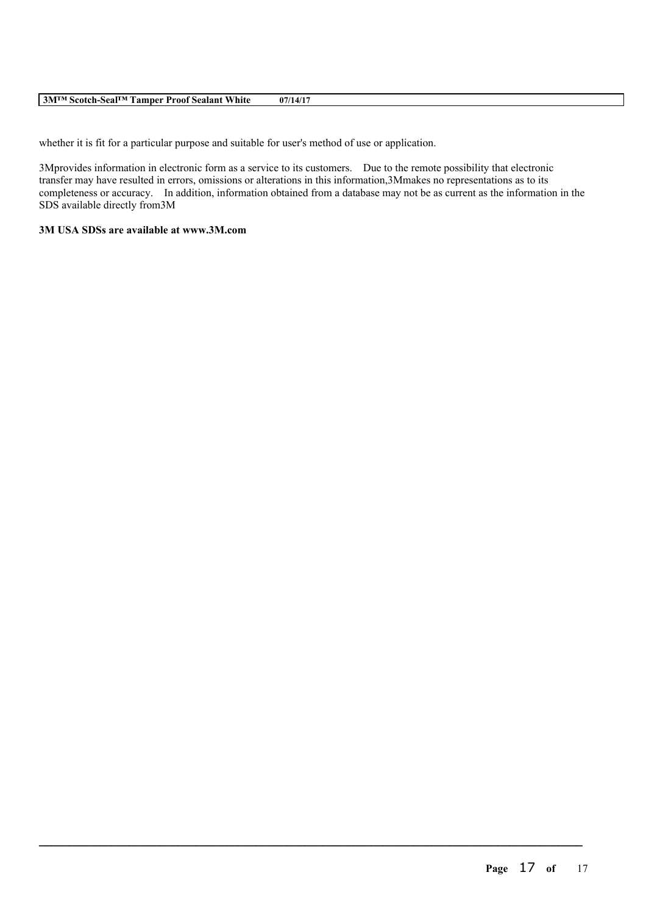whether it is fit for a particular purpose and suitable for user's method of use or application.

3Mprovides information in electronic form as a service to its customers. Due to the remote possibility that electronic transfer may have resulted in errors, omissions or alterations in this information,3Mmakes no representations as to its completeness or accuracy. In addition, information obtained from a database may not be as current as the information in the SDS available directly from3M

**3M USA SDSs are available at www.3M.com**